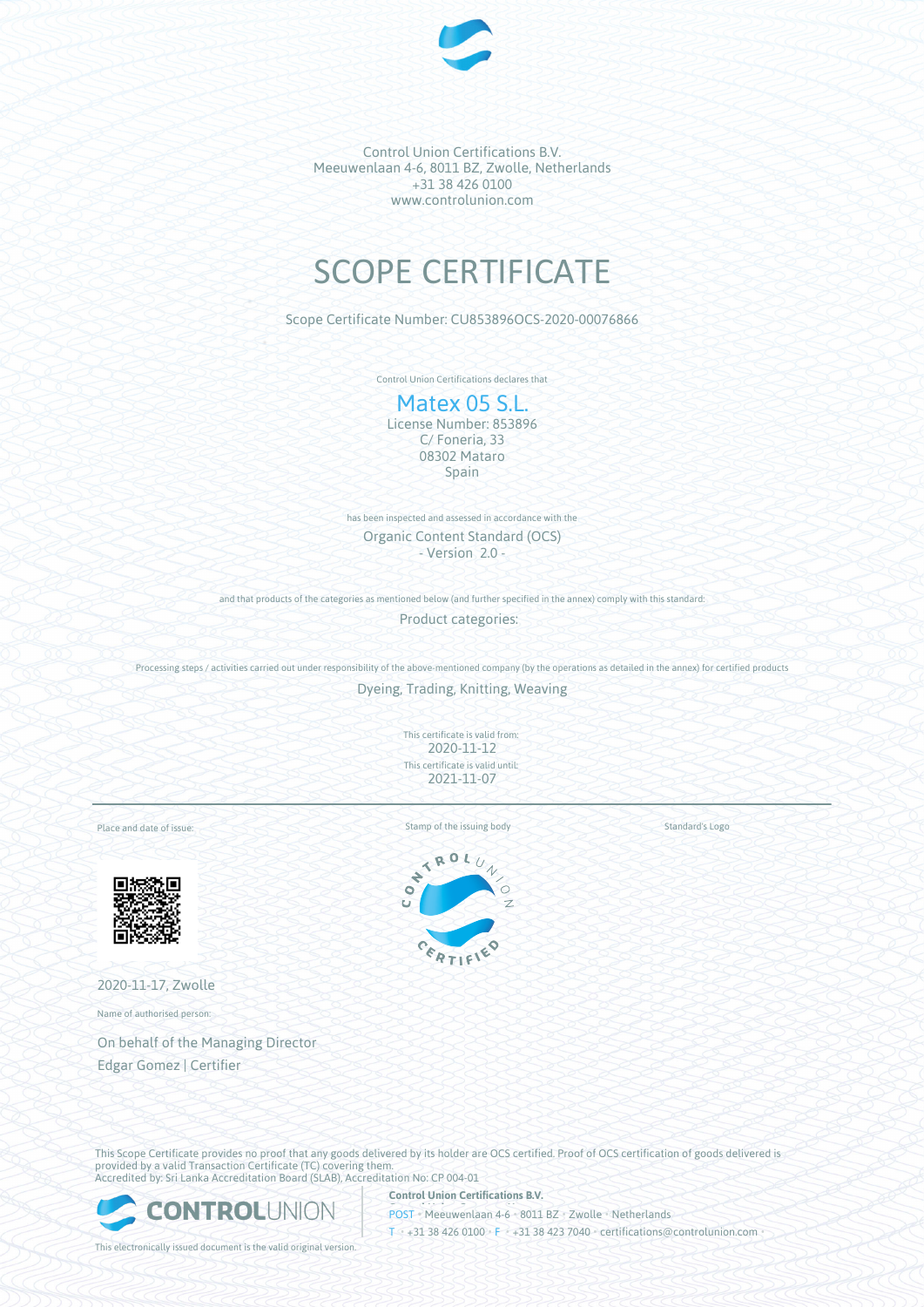Control Union Certifications B.V.
Meeuwenlaan 4-6, 8011 BZ, Zwolle, Netherlands
+31 38 426 0100
www.controlunion.com

# SCOPE CERTIFICATE

Scope Certificate Number: CU853896OCS-2020-00076866

Control Union Certifications declares that

## Matex 05 S.L.

License Number: 853896
C/ Foneria, 33
08302 Mataro
Spain

has been inspected and assessed in accordance with the

Organic Content Standard (OCS)
- Version 2.0 -

and that products of the categories as mentioned below (and further specified in the annex) comply with this standard:

Product categories:

Processing steps / activities carried out under responsibility of the above-mentioned company (by the operations as detailed in the annex) for certified products

Dyeing, Trading, Knitting, Weaving

This certificate is valid from:
2020-11-12
This certificate is valid until:
2021-11-07

Place and date of issue:

Stamp of the issuing body

Standard's Logo

2020-11-17, Zwolle

Name of authorised person:

On behalf of the Managing Director
Edgar Gomez | Certifier

This Scope Certificate provides no proof that any goods delivered by its holder are OCS certified. Proof of OCS certification of goods delivered is provided by a valid Transaction Certificate (TC) covering them.
Accredited by: Sri Lanka Accreditation Board (SLAB), Accreditation No: CP 004-01

**Control Union Certifications B.V.**
POST • Meeuwenlaan 4-6 • 8011 BZ • Zwolle • Netherlands
T • +31 38 426 0100 • F • +31 38 423 7040 • certifications@controlunion.com •

This electronically issued document is the valid original version.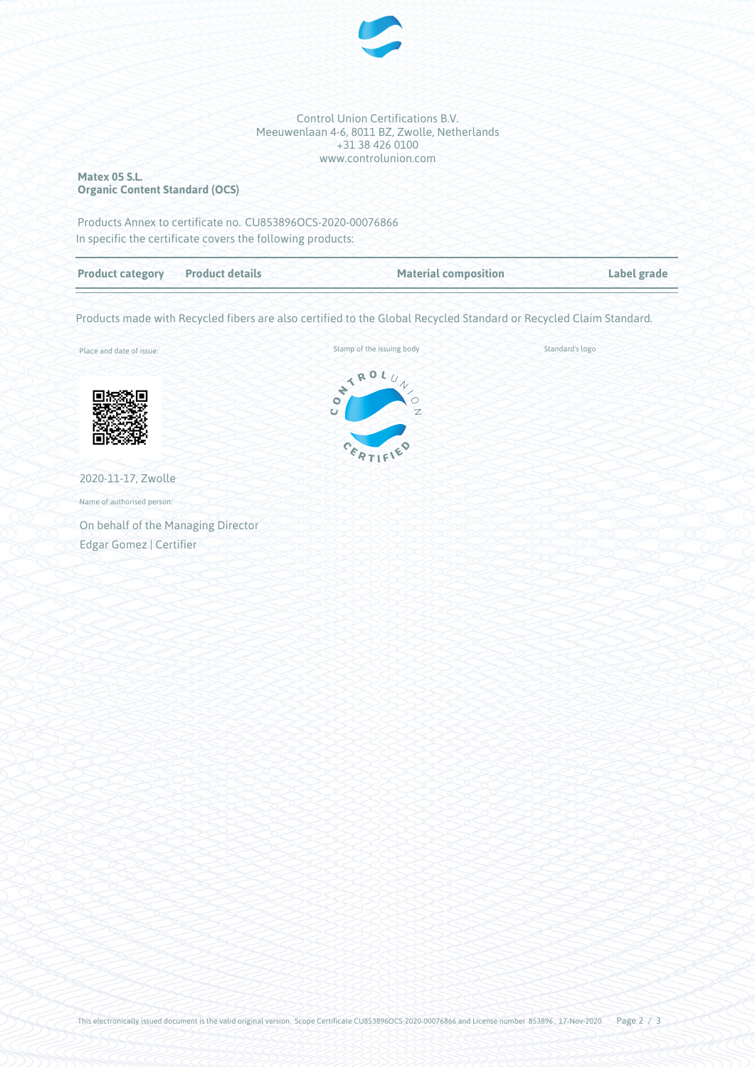Control Union Certifications B.V.
Meeuwenlaan 4-6, 8011 BZ, Zwolle, Netherlands
+31 38 426 0100
www.controlunion.com

**Matex 05 S.L.**
**Organic Content Standard (OCS)**

Products Annex to certificate no. CU853896OCS-2020-00076866
In specific the certificate covers the following products:

| Product category | Product details | Material composition | Label grade |
|---|---|---|---|

Products made with Recycled fibers are also certified to the Global Recycled Standard or Recycled Claim Standard.

Place and date of issue:

2020-11-17, Zwolle

Stamp of the issuing body

Standard's logo

Name of authorised person:

On behalf of the Managing Director
Edgar Gomez | Certifier

This electronically issued document is the valid original version. Scope Certificate CU853896OCS-2020-00076866 and License number 853896, 17-Nov-2020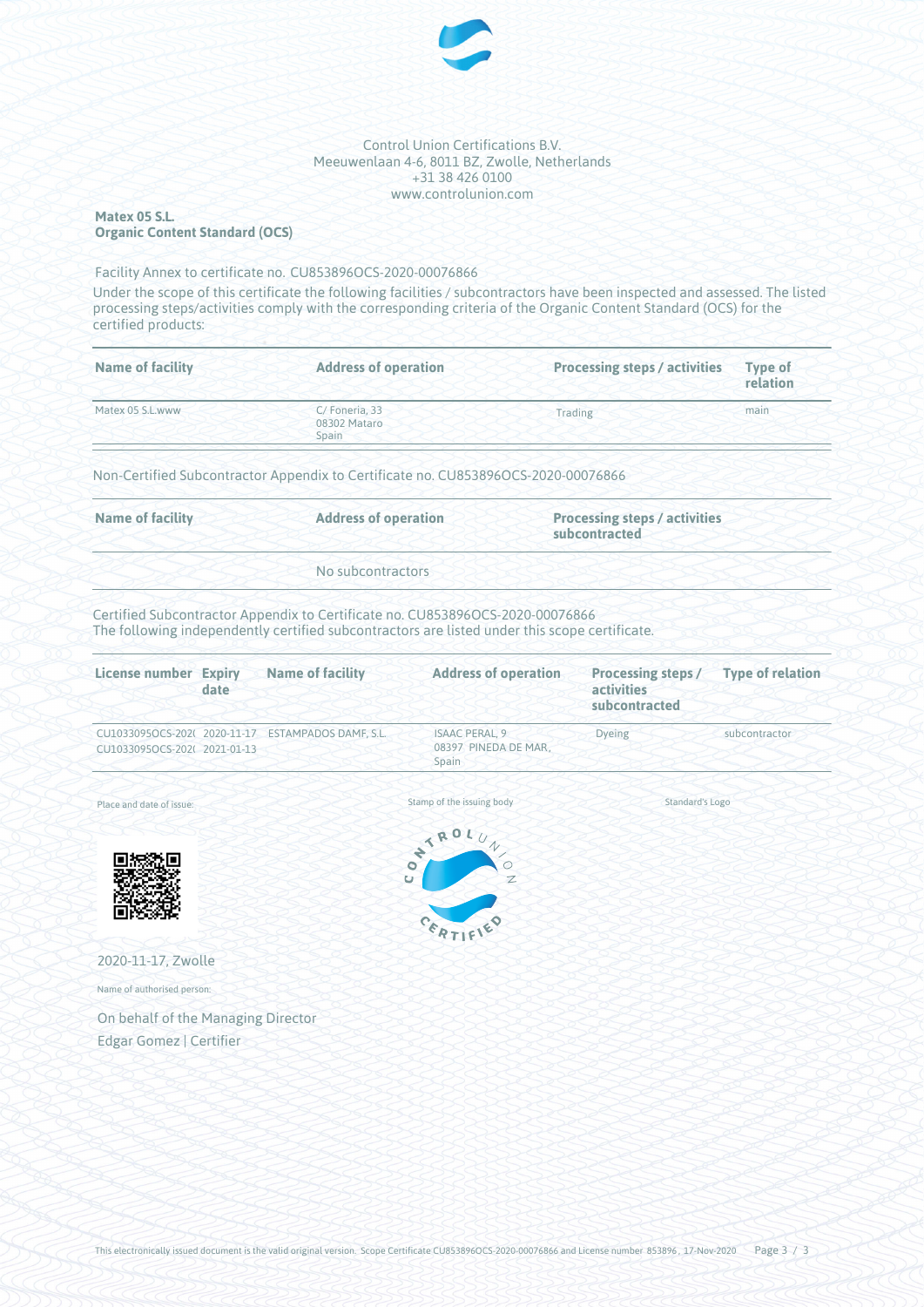Control Union Certifications B.V.
Meeuwenlaan 4-6, 8011 BZ, Zwolle, Netherlands
+31 38 426 0100
www.controlunion.com

**Matex 05 S.L.**
**Organic Content Standard (OCS)**

Facility Annex to certificate no. CU853896OCS-2020-00076866

Under the scope of this certificate the following facilities / subcontractors have been inspected and assessed. The listed processing steps/activities comply with the corresponding criteria of the Organic Content Standard (OCS) for the certified products:

| Name of facility | Address of operation | Processing steps / activities | Type of relation |
|---|---|---|---|
| Matex 05 S.L.www | C/ Foneria, 33<br>08302 Mataro<br>Spain | Trading | main |

Non-Certified Subcontractor Appendix to Certificate no. CU853896OCS-2020-00076866

| Name of facility | Address of operation | Processing steps / activities subcontracted |
|---|---|---|
| | No subcontractors | |

Certified Subcontractor Appendix to Certificate no. CU853896OCS-2020-00076866
The following independently certified subcontractors are listed under this scope certificate.

| License number | Expiry date | Name of facility | Address of operation | Processing steps / activities subcontracted | Type of relation |
|---|---|---|---|---|---|
| CU1033095OCS-202(<br>CU1033095OCS-202( | 2020-11-17<br>2021-01-13 | ESTAMPADOS DAMF, S.L. | ISAAC PERAL, 9<br>08397 PINEDA DE MAR,<br>Spain | Dyeing | subcontractor |

Place and date of issue:

Stamp of the issuing body

Standard's Logo

CONTROL UNION CERTIFIED

2020-11-17, Zwolle

Name of authorised person:

On behalf of the Managing Director
Edgar Gomez | Certifier

This electronically issued document is the valid original version. Scope Certificate CU853896OCS-2020-00076866 and License number 853896, 17-Nov-2020